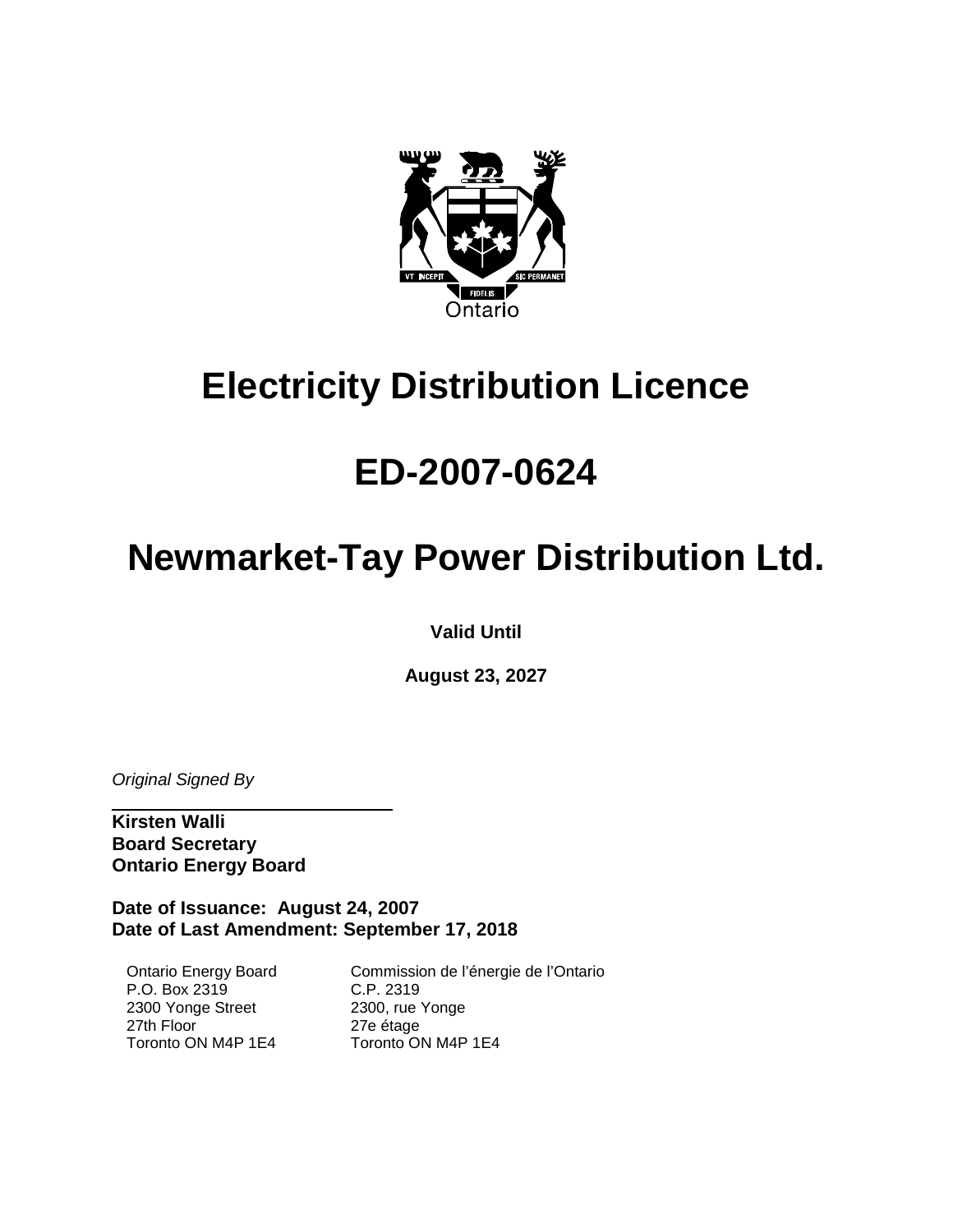# Electricity Distribution Licence

# ED-2007-0624

# Newmarket-Tay Power Distribution Ltd.

**Valid Until**

**August 23, 2027**

*Original Signed By*

**Kirsten Walli**
**Board Secretary**
**Ontario Energy Board**

**Date of Issuance: August 24, 2007**
**Date of Last Amendment: September 17, 2018**

| Ontario Energy Board | Commission de l'énergie de l'Ontario |
| --- | --- |
| P.O. Box 2319 | C.P. 2319 |
| 2300 Yonge Street | 2300, rue Yonge |
| 27th Floor | 27e étage |
| Toronto ON M4P 1E4 | Toronto ON M4P 1E4 |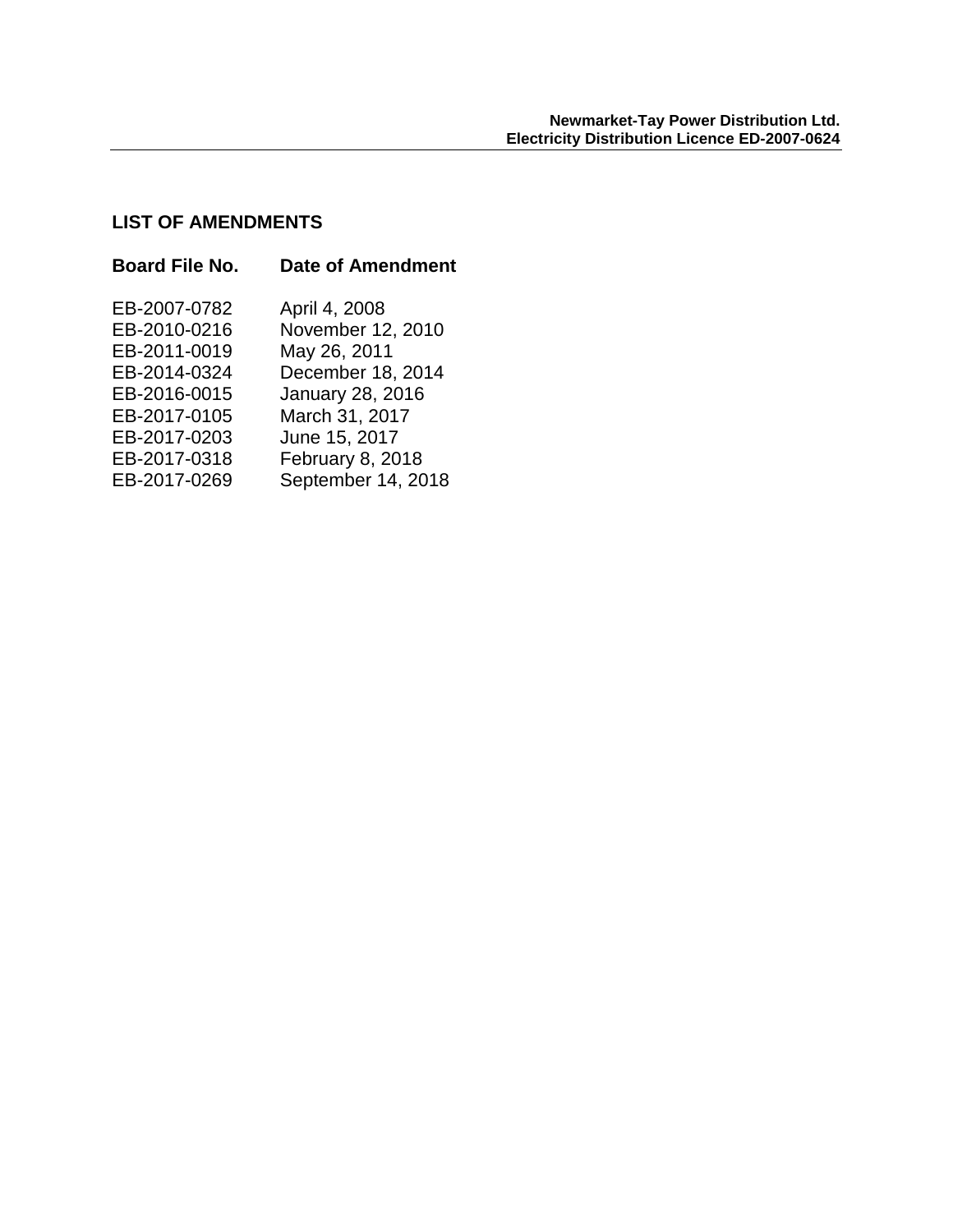## LIST OF AMENDMENTS

| Board File No. | Date of Amendment |
|---|---|
| EB-2007-0782 | April 4, 2008 |
| EB-2010-0216 | November 12, 2010 |
| EB-2011-0019 | May 26, 2011 |
| EB-2014-0324 | December 18, 2014 |
| EB-2016-0015 | January 28, 2016 |
| EB-2017-0105 | March 31, 2017 |
| EB-2017-0203 | June 15, 2017 |
| EB-2017-0318 | February 8, 2018 |
| EB-2017-0269 | September 14, 2018 |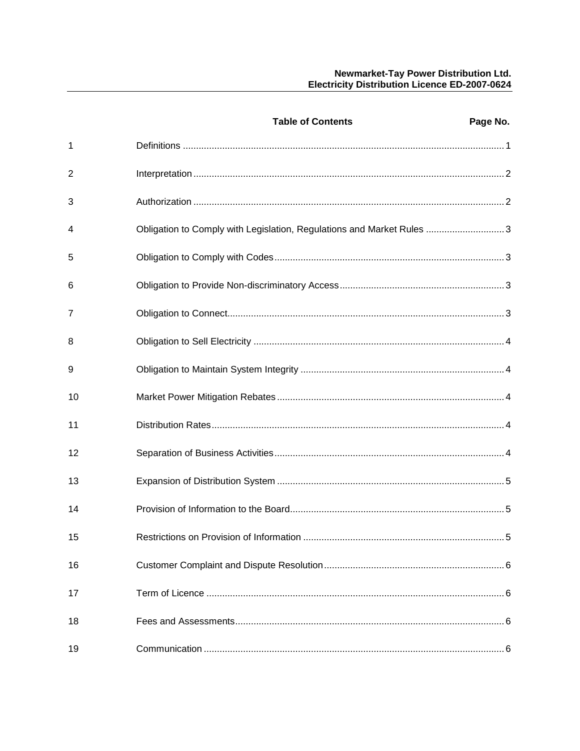| | Table of Contents | Page No. |
|---|---|---|
| 1 | Definitions | 1 |
| 2 | Interpretation | 2 |
| 3 | Authorization | 2 |
| 4 | Obligation to Comply with Legislation, Regulations and Market Rules | 3 |
| 5 | Obligation to Comply with Codes | 3 |
| 6 | Obligation to Provide Non-discriminatory Access | 3 |
| 7 | Obligation to Connect | 3 |
| 8 | Obligation to Sell Electricity | 4 |
| 9 | Obligation to Maintain System Integrity | 4 |
| 10 | Market Power Mitigation Rebates | 4 |
| 11 | Distribution Rates | 4 |
| 12 | Separation of Business Activities | 4 |
| 13 | Expansion of Distribution System | 5 |
| 14 | Provision of Information to the Board | 5 |
| 15 | Restrictions on Provision of Information | 5 |
| 16 | Customer Complaint and Dispute Resolution | 6 |
| 17 | Term of Licence | 6 |
| 18 | Fees and Assessments | 6 |
| 19 | Communication | 6 |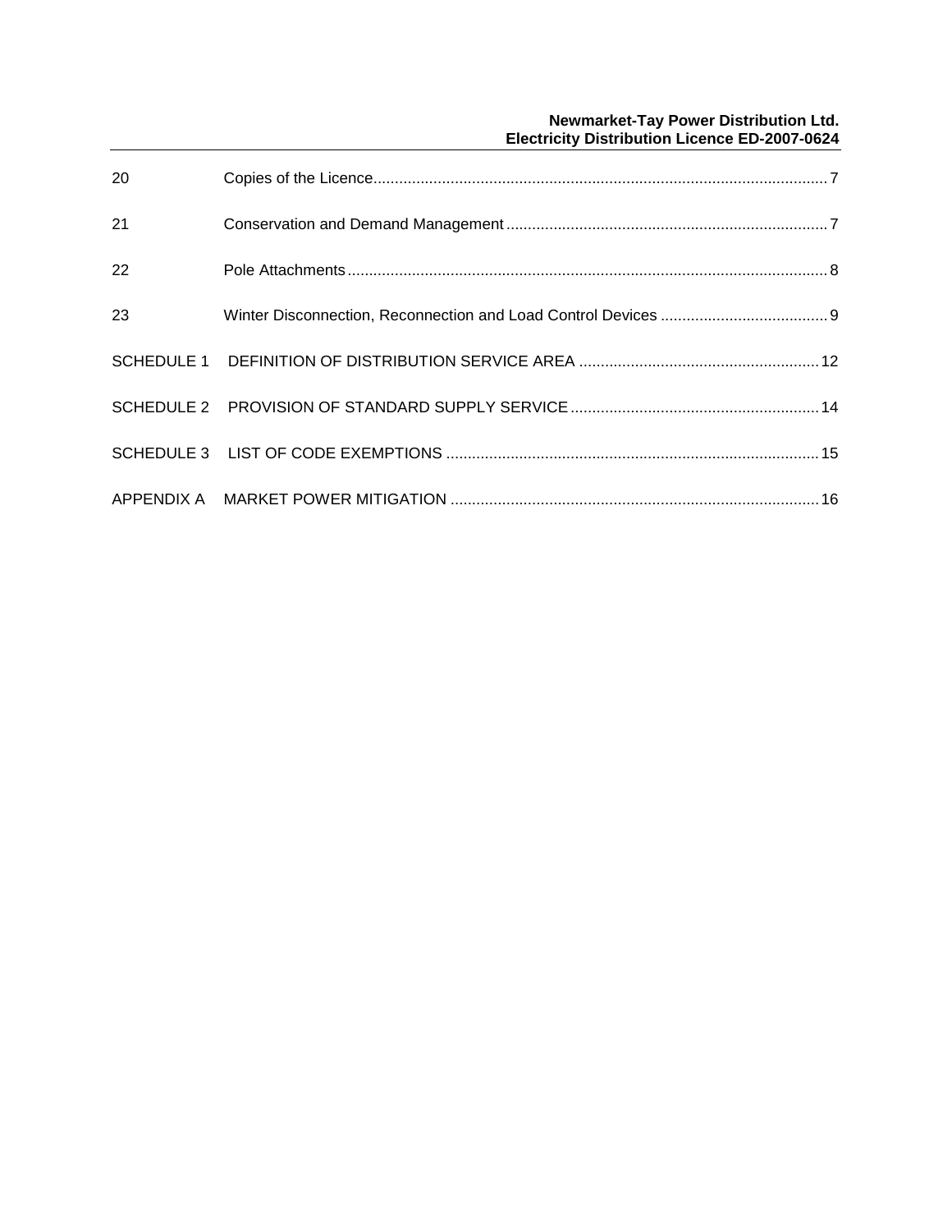| | | |
|---|---|---|
| 20 | Copies of the Licence | 7 |
| 21 | Conservation and Demand Management | 7 |
| 22 | Pole Attachments | 8 |
| 23 | Winter Disconnection, Reconnection and Load Control Devices | 9 |
| SCHEDULE 1 | DEFINITION OF DISTRIBUTION SERVICE AREA | 12 |
| SCHEDULE 2 | PROVISION OF STANDARD SUPPLY SERVICE | 14 |
| SCHEDULE 3 | LIST OF CODE EXEMPTIONS | 15 |
| APPENDIX A | MARKET POWER MITIGATION | 16 |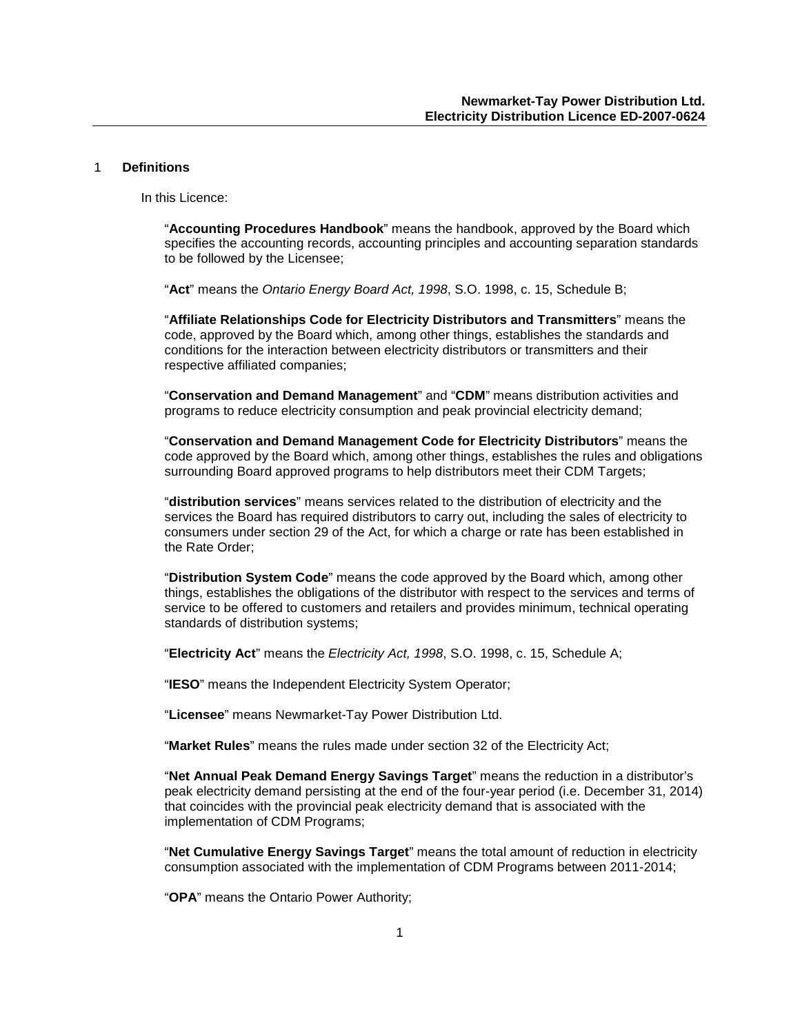## 1 Definitions

In this Licence:

"**Accounting Procedures Handbook**" means the handbook, approved by the Board which specifies the accounting records, accounting principles and accounting separation standards to be followed by the Licensee;

"**Act**" means the *Ontario Energy Board Act, 1998*, S.O. 1998, c. 15, Schedule B;

"**Affiliate Relationships Code for Electricity Distributors and Transmitters**" means the code, approved by the Board which, among other things, establishes the standards and conditions for the interaction between electricity distributors or transmitters and their respective affiliated companies;

"**Conservation and Demand Management**" and "**CDM**" means distribution activities and programs to reduce electricity consumption and peak provincial electricity demand;

"**Conservation and Demand Management Code for Electricity Distributors**" means the code approved by the Board which, among other things, establishes the rules and obligations surrounding Board approved programs to help distributors meet their CDM Targets;

"**distribution services**" means services related to the distribution of electricity and the services the Board has required distributors to carry out, including the sales of electricity to consumers under section 29 of the Act, for which a charge or rate has been established in the Rate Order;

"**Distribution System Code**" means the code approved by the Board which, among other things, establishes the obligations of the distributor with respect to the services and terms of service to be offered to customers and retailers and provides minimum, technical operating standards of distribution systems;

"**Electricity Act**" means the *Electricity Act, 1998*, S.O. 1998, c. 15, Schedule A;

"**IESO**" means the Independent Electricity System Operator;

"**Licensee**" means Newmarket-Tay Power Distribution Ltd.

"**Market Rules**" means the rules made under section 32 of the Electricity Act;

"**Net Annual Peak Demand Energy Savings Target**" means the reduction in a distributor's peak electricity demand persisting at the end of the four-year period (i.e. December 31, 2014) that coincides with the provincial peak electricity demand that is associated with the implementation of CDM Programs;

"**Net Cumulative Energy Savings Target**" means the total amount of reduction in electricity consumption associated with the implementation of CDM Programs between 2011-2014;

"**OPA**" means the Ontario Power Authority;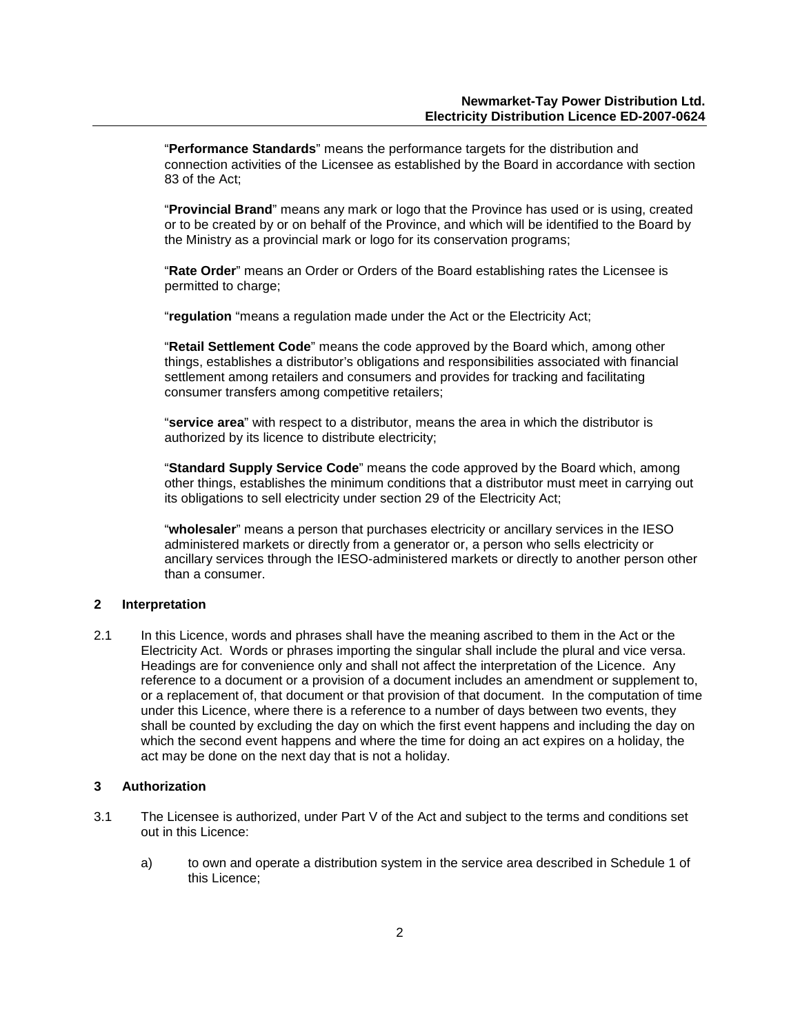"**Performance Standards**" means the performance targets for the distribution and connection activities of the Licensee as established by the Board in accordance with section 83 of the Act;

"**Provincial Brand**" means any mark or logo that the Province has used or is using, created or to be created by or on behalf of the Province, and which will be identified to the Board by the Ministry as a provincial mark or logo for its conservation programs;

"**Rate Order**" means an Order or Orders of the Board establishing rates the Licensee is permitted to charge;

"**regulation** "means a regulation made under the Act or the Electricity Act;

"**Retail Settlement Code**" means the code approved by the Board which, among other things, establishes a distributor's obligations and responsibilities associated with financial settlement among retailers and consumers and provides for tracking and facilitating consumer transfers among competitive retailers;

"**service area**" with respect to a distributor, means the area in which the distributor is authorized by its licence to distribute electricity;

"**Standard Supply Service Code**" means the code approved by the Board which, among other things, establishes the minimum conditions that a distributor must meet in carrying out its obligations to sell electricity under section 29 of the Electricity Act;

"**wholesaler**" means a person that purchases electricity or ancillary services in the IESO administered markets or directly from a generator or, a person who sells electricity or ancillary services through the IESO-administered markets or directly to another person other than a consumer.

## 2 Interpretation

2.1 In this Licence, words and phrases shall have the meaning ascribed to them in the Act or the Electricity Act. Words or phrases importing the singular shall include the plural and vice versa. Headings are for convenience only and shall not affect the interpretation of the Licence. Any reference to a document or a provision of a document includes an amendment or supplement to, or a replacement of, that document or that provision of that document. In the computation of time under this Licence, where there is a reference to a number of days between two events, they shall be counted by excluding the day on which the first event happens and including the day on which the second event happens and where the time for doing an act expires on a holiday, the act may be done on the next day that is not a holiday.

## 3 Authorization

3.1 The Licensee is authorized, under Part V of the Act and subject to the terms and conditions set out in this Licence:

a) to own and operate a distribution system in the service area described in Schedule 1 of this Licence;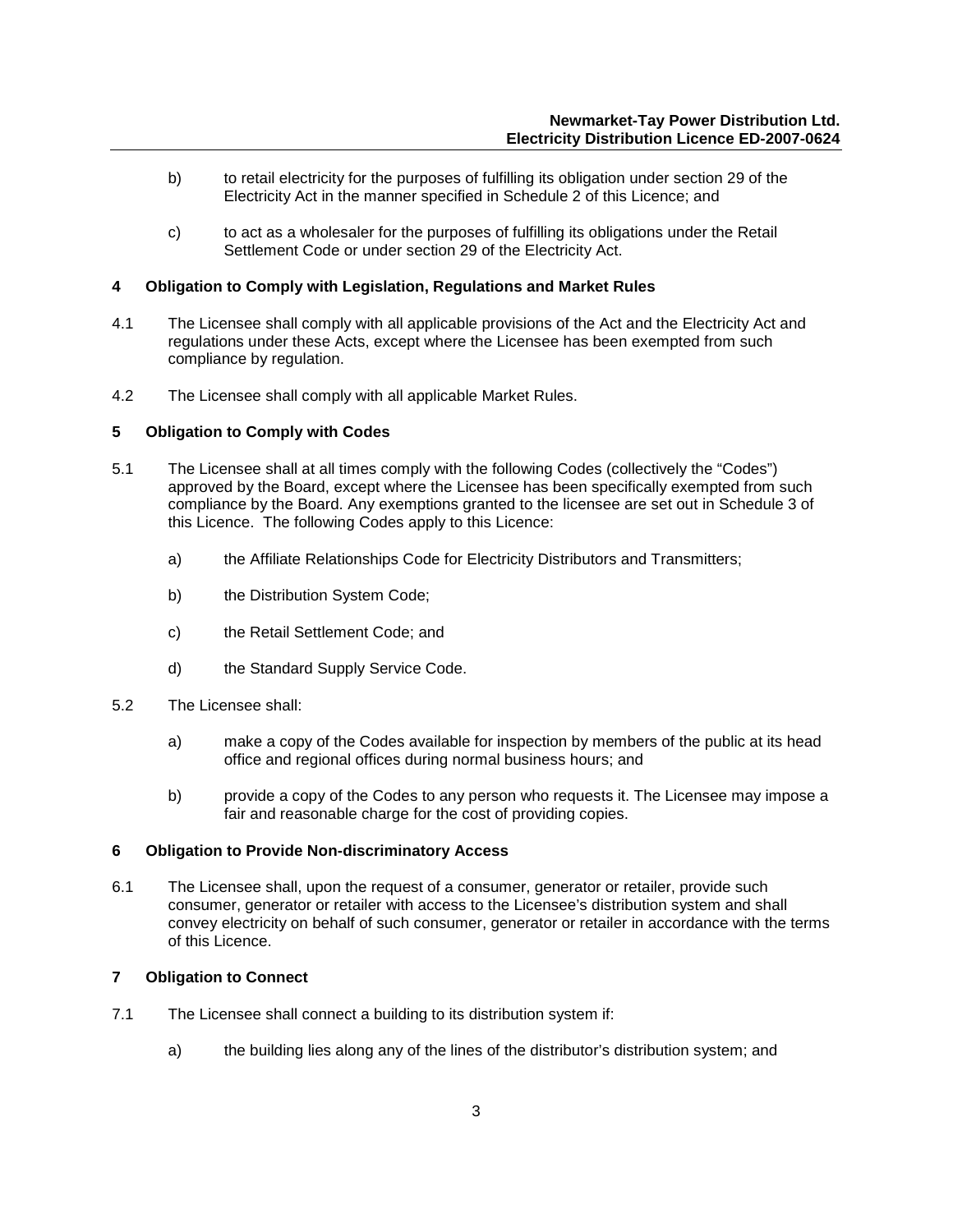b) to retail electricity for the purposes of fulfilling its obligation under section 29 of the Electricity Act in the manner specified in Schedule 2 of this Licence; and

c) to act as a wholesaler for the purposes of fulfilling its obligations under the Retail Settlement Code or under section 29 of the Electricity Act.

## 4 Obligation to Comply with Legislation, Regulations and Market Rules

4.1 The Licensee shall comply with all applicable provisions of the Act and the Electricity Act and regulations under these Acts, except where the Licensee has been exempted from such compliance by regulation.

4.2 The Licensee shall comply with all applicable Market Rules.

## 5 Obligation to Comply with Codes

5.1 The Licensee shall at all times comply with the following Codes (collectively the "Codes") approved by the Board, except where the Licensee has been specifically exempted from such compliance by the Board. Any exemptions granted to the licensee are set out in Schedule 3 of this Licence. The following Codes apply to this Licence:

a) the Affiliate Relationships Code for Electricity Distributors and Transmitters;

b) the Distribution System Code;

c) the Retail Settlement Code; and

d) the Standard Supply Service Code.

5.2 The Licensee shall:

a) make a copy of the Codes available for inspection by members of the public at its head office and regional offices during normal business hours; and

b) provide a copy of the Codes to any person who requests it. The Licensee may impose a fair and reasonable charge for the cost of providing copies.

## 6 Obligation to Provide Non-discriminatory Access

6.1 The Licensee shall, upon the request of a consumer, generator or retailer, provide such consumer, generator or retailer with access to the Licensee's distribution system and shall convey electricity on behalf of such consumer, generator or retailer in accordance with the terms of this Licence.

## 7 Obligation to Connect

7.1 The Licensee shall connect a building to its distribution system if:

a) the building lies along any of the lines of the distributor's distribution system; and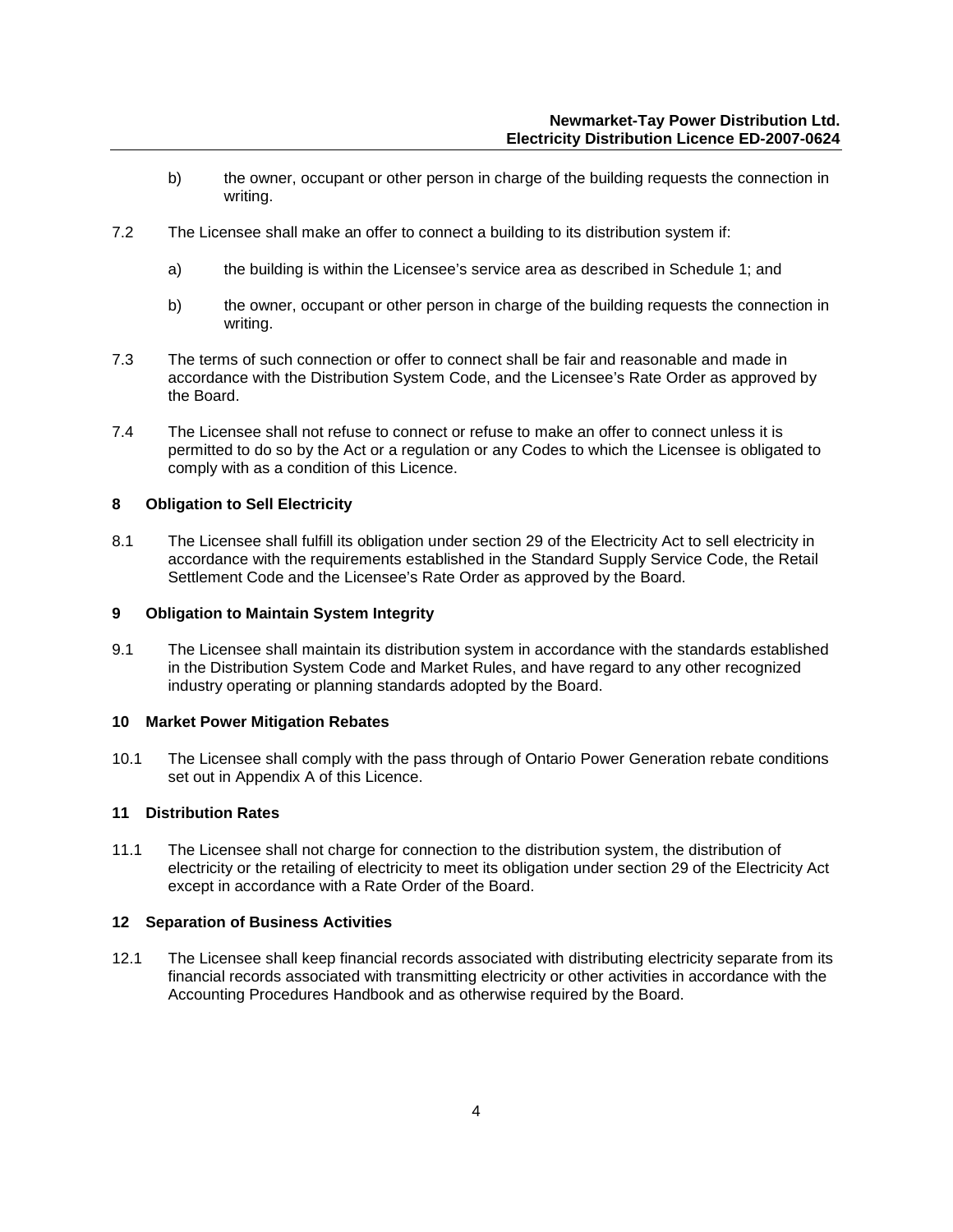b) the owner, occupant or other person in charge of the building requests the connection in writing.

7.2 The Licensee shall make an offer to connect a building to its distribution system if:

a) the building is within the Licensee's service area as described in Schedule 1; and

b) the owner, occupant or other person in charge of the building requests the connection in writing.

7.3 The terms of such connection or offer to connect shall be fair and reasonable and made in accordance with the Distribution System Code, and the Licensee's Rate Order as approved by the Board.

7.4 The Licensee shall not refuse to connect or refuse to make an offer to connect unless it is permitted to do so by the Act or a regulation or any Codes to which the Licensee is obligated to comply with as a condition of this Licence.

## 8 Obligation to Sell Electricity

8.1 The Licensee shall fulfill its obligation under section 29 of the Electricity Act to sell electricity in accordance with the requirements established in the Standard Supply Service Code, the Retail Settlement Code and the Licensee's Rate Order as approved by the Board.

## 9 Obligation to Maintain System Integrity

9.1 The Licensee shall maintain its distribution system in accordance with the standards established in the Distribution System Code and Market Rules, and have regard to any other recognized industry operating or planning standards adopted by the Board.

## 10 Market Power Mitigation Rebates

10.1 The Licensee shall comply with the pass through of Ontario Power Generation rebate conditions set out in Appendix A of this Licence.

## 11 Distribution Rates

11.1 The Licensee shall not charge for connection to the distribution system, the distribution of electricity or the retailing of electricity to meet its obligation under section 29 of the Electricity Act except in accordance with a Rate Order of the Board.

## 12 Separation of Business Activities

12.1 The Licensee shall keep financial records associated with distributing electricity separate from its financial records associated with transmitting electricity or other activities in accordance with the Accounting Procedures Handbook and as otherwise required by the Board.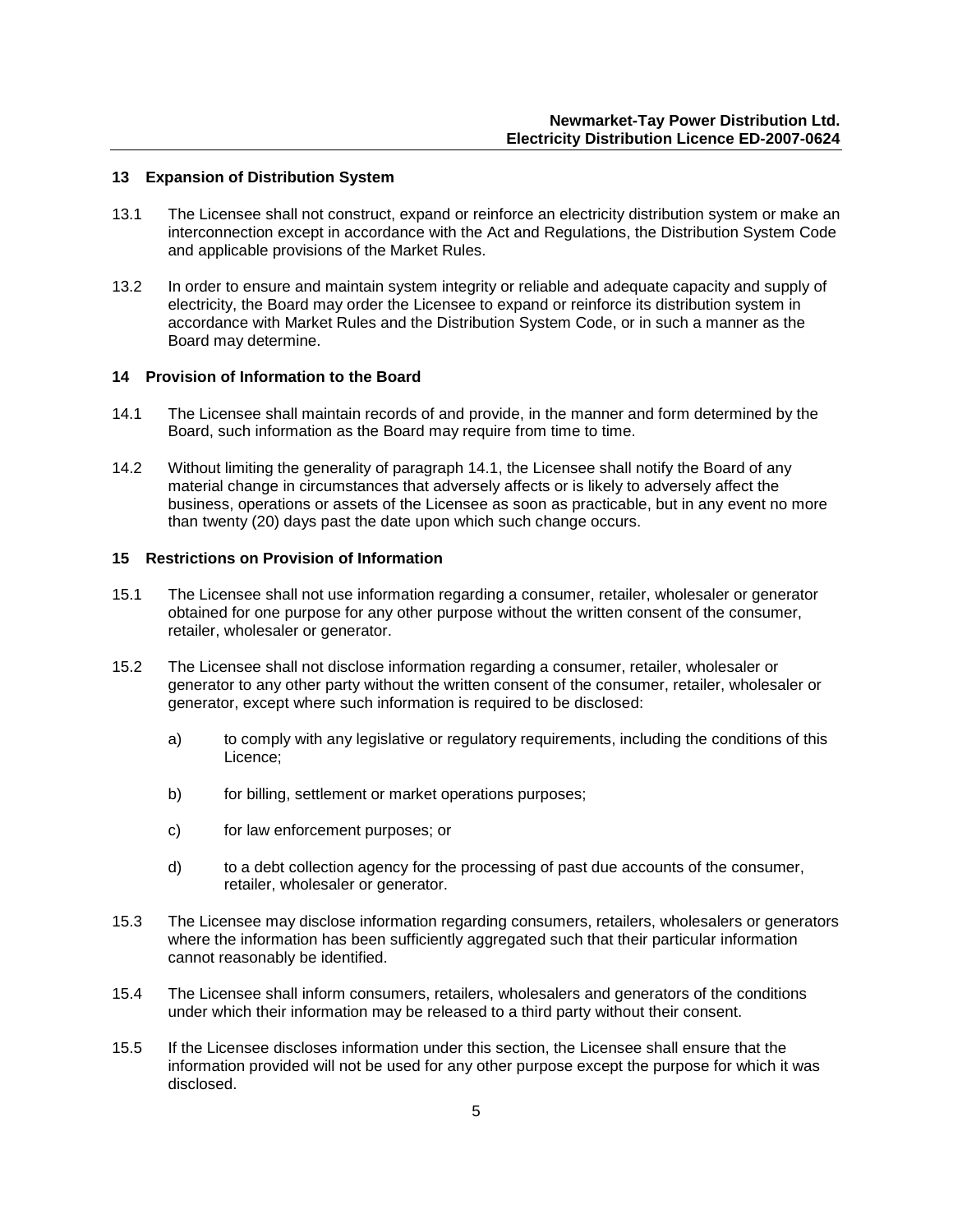## 13 Expansion of Distribution System

13.1 The Licensee shall not construct, expand or reinforce an electricity distribution system or make an interconnection except in accordance with the Act and Regulations, the Distribution System Code and applicable provisions of the Market Rules.

13.2 In order to ensure and maintain system integrity or reliable and adequate capacity and supply of electricity, the Board may order the Licensee to expand or reinforce its distribution system in accordance with Market Rules and the Distribution System Code, or in such a manner as the Board may determine.

## 14 Provision of Information to the Board

14.1 The Licensee shall maintain records of and provide, in the manner and form determined by the Board, such information as the Board may require from time to time.

14.2 Without limiting the generality of paragraph 14.1, the Licensee shall notify the Board of any material change in circumstances that adversely affects or is likely to adversely affect the business, operations or assets of the Licensee as soon as practicable, but in any event no more than twenty (20) days past the date upon which such change occurs.

## 15 Restrictions on Provision of Information

15.1 The Licensee shall not use information regarding a consumer, retailer, wholesaler or generator obtained for one purpose for any other purpose without the written consent of the consumer, retailer, wholesaler or generator.

15.2 The Licensee shall not disclose information regarding a consumer, retailer, wholesaler or generator to any other party without the written consent of the consumer, retailer, wholesaler or generator, except where such information is required to be disclosed:

a) to comply with any legislative or regulatory requirements, including the conditions of this Licence;

b) for billing, settlement or market operations purposes;

c) for law enforcement purposes; or

d) to a debt collection agency for the processing of past due accounts of the consumer, retailer, wholesaler or generator.

15.3 The Licensee may disclose information regarding consumers, retailers, wholesalers or generators where the information has been sufficiently aggregated such that their particular information cannot reasonably be identified.

15.4 The Licensee shall inform consumers, retailers, wholesalers and generators of the conditions under which their information may be released to a third party without their consent.

15.5 If the Licensee discloses information under this section, the Licensee shall ensure that the information provided will not be used for any other purpose except the purpose for which it was disclosed.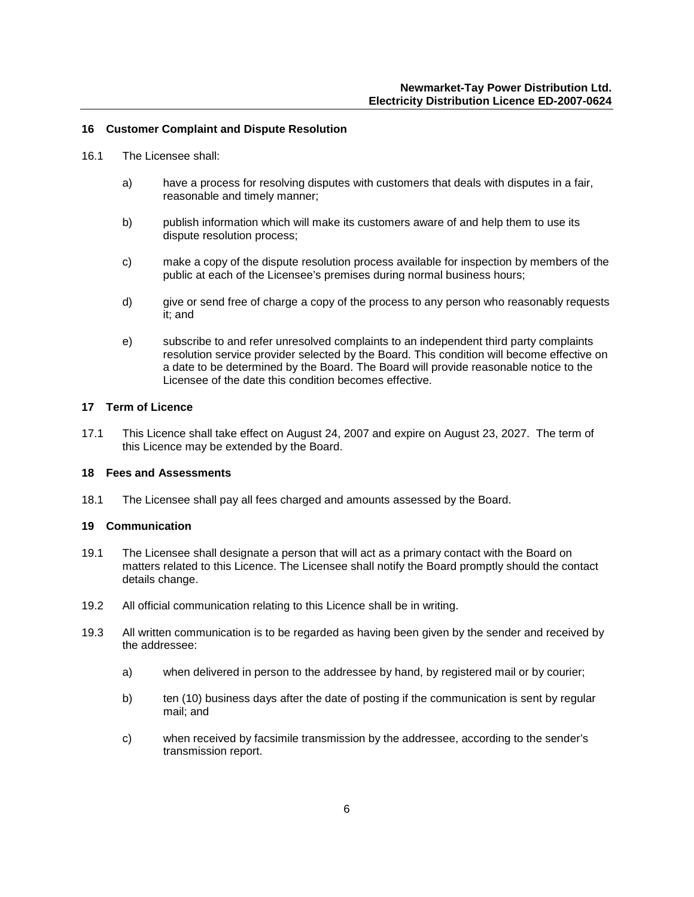## 16 Customer Complaint and Dispute Resolution

16.1 The Licensee shall:

a) have a process for resolving disputes with customers that deals with disputes in a fair, reasonable and timely manner;

b) publish information which will make its customers aware of and help them to use its dispute resolution process;

c) make a copy of the dispute resolution process available for inspection by members of the public at each of the Licensee's premises during normal business hours;

d) give or send free of charge a copy of the process to any person who reasonably requests it; and

e) subscribe to and refer unresolved complaints to an independent third party complaints resolution service provider selected by the Board. This condition will become effective on a date to be determined by the Board. The Board will provide reasonable notice to the Licensee of the date this condition becomes effective.

## 17 Term of Licence

17.1 This Licence shall take effect on August 24, 2007 and expire on August 23, 2027. The term of this Licence may be extended by the Board.

## 18 Fees and Assessments

18.1 The Licensee shall pay all fees charged and amounts assessed by the Board.

## 19 Communication

19.1 The Licensee shall designate a person that will act as a primary contact with the Board on matters related to this Licence. The Licensee shall notify the Board promptly should the contact details change.

19.2 All official communication relating to this Licence shall be in writing.

19.3 All written communication is to be regarded as having been given by the sender and received by the addressee:

a) when delivered in person to the addressee by hand, by registered mail or by courier;

b) ten (10) business days after the date of posting if the communication is sent by regular mail; and

c) when received by facsimile transmission by the addressee, according to the sender's transmission report.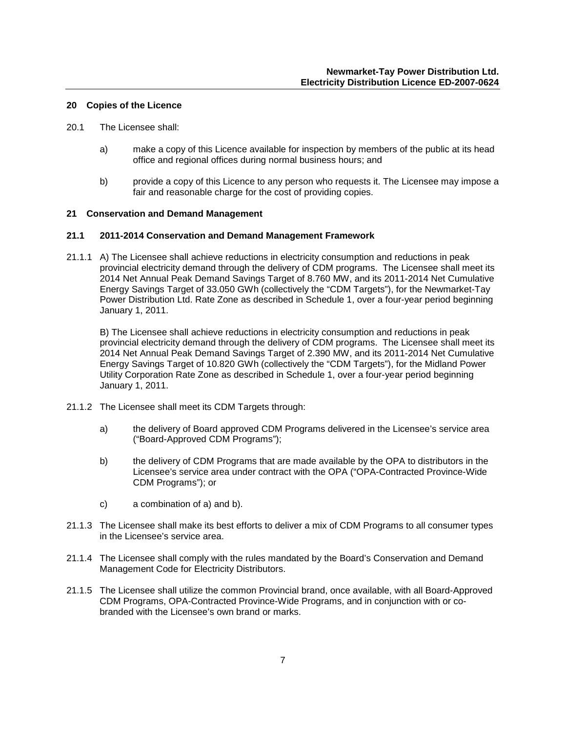## 20 Copies of the Licence

20.1 The Licensee shall:

a) make a copy of this Licence available for inspection by members of the public at its head office and regional offices during normal business hours; and

b) provide a copy of this Licence to any person who requests it. The Licensee may impose a fair and reasonable charge for the cost of providing copies.

## 21 Conservation and Demand Management

### 21.1 2011-2014 Conservation and Demand Management Framework

21.1.1 A) The Licensee shall achieve reductions in electricity consumption and reductions in peak provincial electricity demand through the delivery of CDM programs. The Licensee shall meet its 2014 Net Annual Peak Demand Savings Target of 8.760 MW, and its 2011-2014 Net Cumulative Energy Savings Target of 33.050 GWh (collectively the "CDM Targets"), for the Newmarket-Tay Power Distribution Ltd. Rate Zone as described in Schedule 1, over a four-year period beginning January 1, 2011.

B) The Licensee shall achieve reductions in electricity consumption and reductions in peak provincial electricity demand through the delivery of CDM programs. The Licensee shall meet its 2014 Net Annual Peak Demand Savings Target of 2.390 MW, and its 2011-2014 Net Cumulative Energy Savings Target of 10.820 GWh (collectively the "CDM Targets"), for the Midland Power Utility Corporation Rate Zone as described in Schedule 1, over a four-year period beginning January 1, 2011.

21.1.2 The Licensee shall meet its CDM Targets through:

a) the delivery of Board approved CDM Programs delivered in the Licensee's service area ("Board-Approved CDM Programs");

b) the delivery of CDM Programs that are made available by the OPA to distributors in the Licensee's service area under contract with the OPA ("OPA-Contracted Province-Wide CDM Programs"); or

c) a combination of a) and b).

21.1.3 The Licensee shall make its best efforts to deliver a mix of CDM Programs to all consumer types in the Licensee's service area.

21.1.4 The Licensee shall comply with the rules mandated by the Board's Conservation and Demand Management Code for Electricity Distributors.

21.1.5 The Licensee shall utilize the common Provincial brand, once available, with all Board-Approved CDM Programs, OPA-Contracted Province-Wide Programs, and in conjunction with or co-branded with the Licensee's own brand or marks.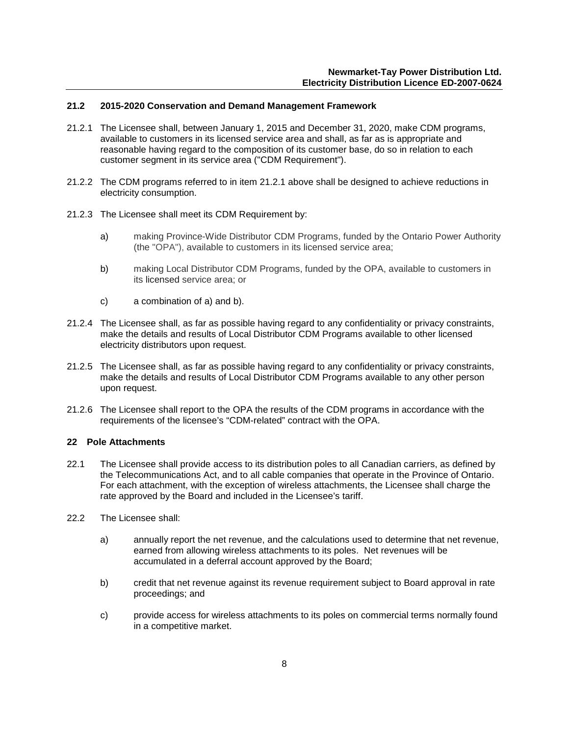## 21.2 2015-2020 Conservation and Demand Management Framework

21.2.1 The Licensee shall, between January 1, 2015 and December 31, 2020, make CDM programs, available to customers in its licensed service area and shall, as far as is appropriate and reasonable having regard to the composition of its customer base, do so in relation to each customer segment in its service area ("CDM Requirement").

21.2.2 The CDM programs referred to in item 21.2.1 above shall be designed to achieve reductions in electricity consumption.

21.2.3 The Licensee shall meet its CDM Requirement by:

a) making Province-Wide Distributor CDM Programs, funded by the Ontario Power Authority (the "OPA"), available to customers in its licensed service area;

b) making Local Distributor CDM Programs, funded by the OPA, available to customers in its licensed service area; or

c) a combination of a) and b).

21.2.4 The Licensee shall, as far as possible having regard to any confidentiality or privacy constraints, make the details and results of Local Distributor CDM Programs available to other licensed electricity distributors upon request.

21.2.5 The Licensee shall, as far as possible having regard to any confidentiality or privacy constraints, make the details and results of Local Distributor CDM Programs available to any other person upon request.

21.2.6 The Licensee shall report to the OPA the results of the CDM programs in accordance with the requirements of the licensee's "CDM-related" contract with the OPA.

## 22 Pole Attachments

22.1 The Licensee shall provide access to its distribution poles to all Canadian carriers, as defined by the Telecommunications Act, and to all cable companies that operate in the Province of Ontario. For each attachment, with the exception of wireless attachments, the Licensee shall charge the rate approved by the Board and included in the Licensee's tariff.

22.2 The Licensee shall:

a) annually report the net revenue, and the calculations used to determine that net revenue, earned from allowing wireless attachments to its poles. Net revenues will be accumulated in a deferral account approved by the Board;

b) credit that net revenue against its revenue requirement subject to Board approval in rate proceedings; and

c) provide access for wireless attachments to its poles on commercial terms normally found in a competitive market.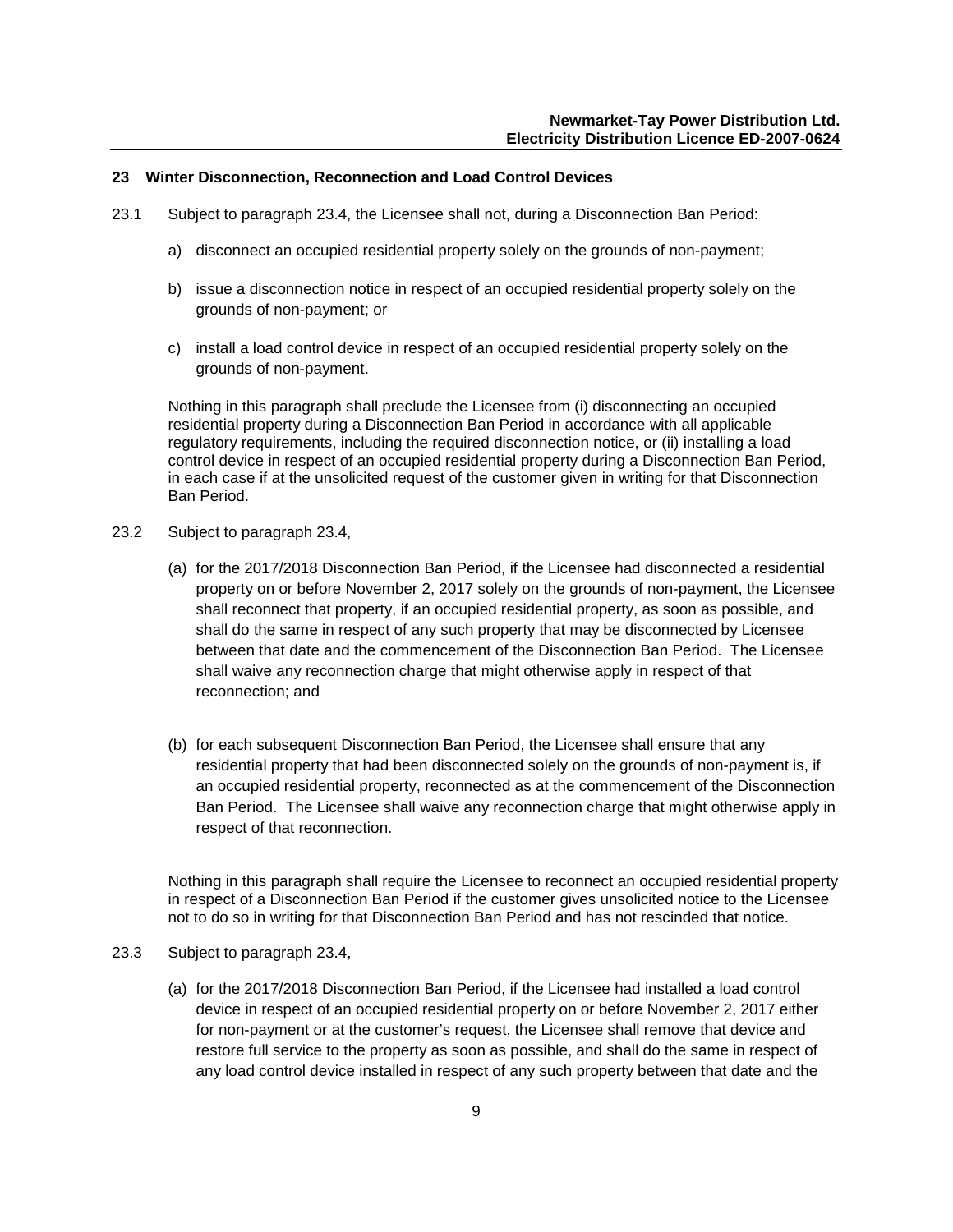## 23 Winter Disconnection, Reconnection and Load Control Devices

23.1 Subject to paragraph 23.4, the Licensee shall not, during a Disconnection Ban Period:

a) disconnect an occupied residential property solely on the grounds of non-payment;

b) issue a disconnection notice in respect of an occupied residential property solely on the grounds of non-payment; or

c) install a load control device in respect of an occupied residential property solely on the grounds of non-payment.

Nothing in this paragraph shall preclude the Licensee from (i) disconnecting an occupied residential property during a Disconnection Ban Period in accordance with all applicable regulatory requirements, including the required disconnection notice, or (ii) installing a load control device in respect of an occupied residential property during a Disconnection Ban Period, in each case if at the unsolicited request of the customer given in writing for that Disconnection Ban Period.

23.2 Subject to paragraph 23.4,

(a) for the 2017/2018 Disconnection Ban Period, if the Licensee had disconnected a residential property on or before November 2, 2017 solely on the grounds of non-payment, the Licensee shall reconnect that property, if an occupied residential property, as soon as possible, and shall do the same in respect of any such property that may be disconnected by Licensee between that date and the commencement of the Disconnection Ban Period. The Licensee shall waive any reconnection charge that might otherwise apply in respect of that reconnection; and

(b) for each subsequent Disconnection Ban Period, the Licensee shall ensure that any residential property that had been disconnected solely on the grounds of non-payment is, if an occupied residential property, reconnected as at the commencement of the Disconnection Ban Period. The Licensee shall waive any reconnection charge that might otherwise apply in respect of that reconnection.

Nothing in this paragraph shall require the Licensee to reconnect an occupied residential property in respect of a Disconnection Ban Period if the customer gives unsolicited notice to the Licensee not to do so in writing for that Disconnection Ban Period and has not rescinded that notice.

23.3 Subject to paragraph 23.4,

(a) for the 2017/2018 Disconnection Ban Period, if the Licensee had installed a load control device in respect of an occupied residential property on or before November 2, 2017 either for non-payment or at the customer's request, the Licensee shall remove that device and restore full service to the property as soon as possible, and shall do the same in respect of any load control device installed in respect of any such property between that date and the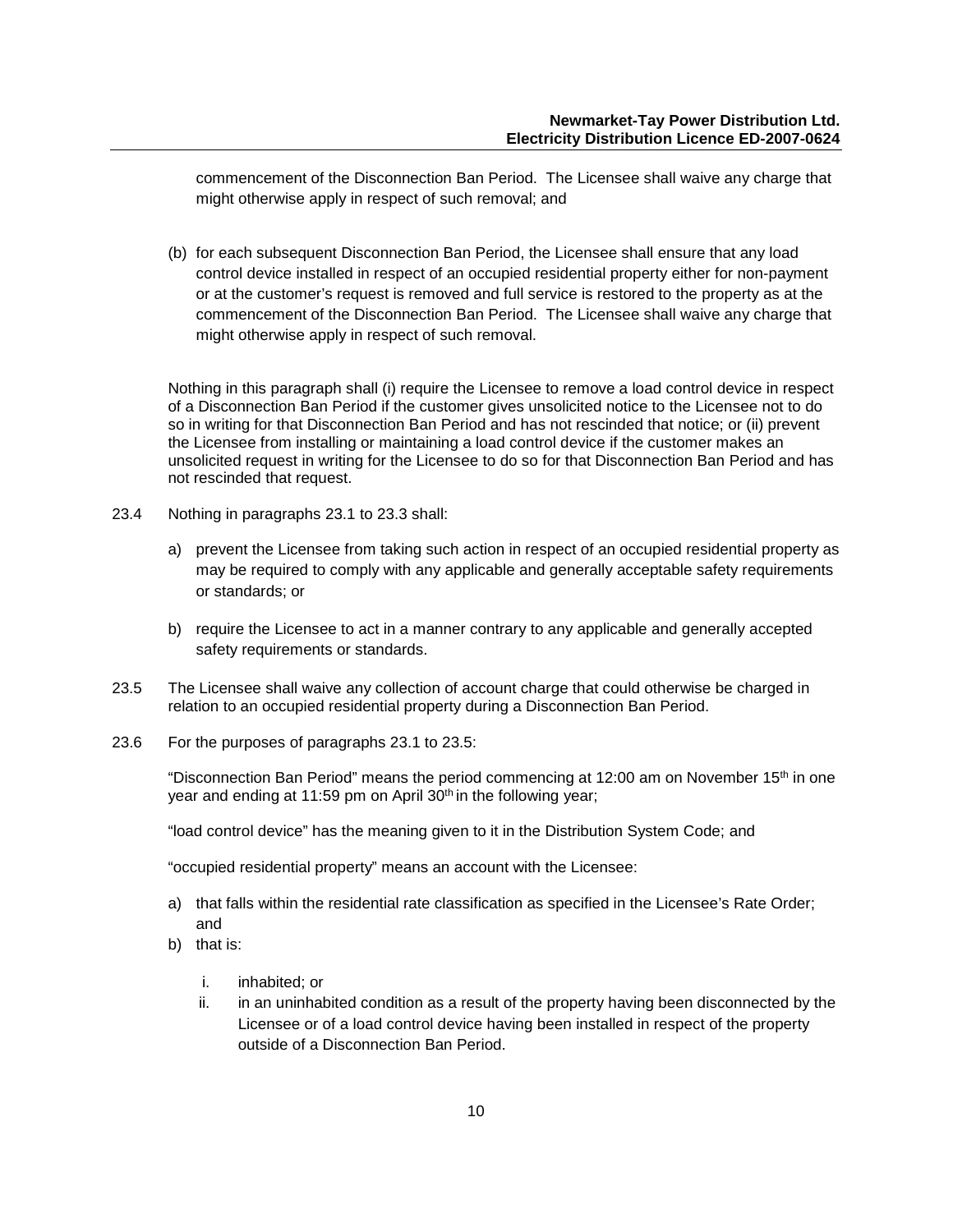commencement of the Disconnection Ban Period. The Licensee shall waive any charge that might otherwise apply in respect of such removal; and

(b) for each subsequent Disconnection Ban Period, the Licensee shall ensure that any load control device installed in respect of an occupied residential property either for non-payment or at the customer's request is removed and full service is restored to the property as at the commencement of the Disconnection Ban Period. The Licensee shall waive any charge that might otherwise apply in respect of such removal.

Nothing in this paragraph shall (i) require the Licensee to remove a load control device in respect of a Disconnection Ban Period if the customer gives unsolicited notice to the Licensee not to do so in writing for that Disconnection Ban Period and has not rescinded that notice; or (ii) prevent the Licensee from installing or maintaining a load control device if the customer makes an unsolicited request in writing for the Licensee to do so for that Disconnection Ban Period and has not rescinded that request.

23.4 Nothing in paragraphs 23.1 to 23.3 shall:

a) prevent the Licensee from taking such action in respect of an occupied residential property as may be required to comply with any applicable and generally acceptable safety requirements or standards; or

b) require the Licensee to act in a manner contrary to any applicable and generally accepted safety requirements or standards.

23.5 The Licensee shall waive any collection of account charge that could otherwise be charged in relation to an occupied residential property during a Disconnection Ban Period.

23.6 For the purposes of paragraphs 23.1 to 23.5:

"Disconnection Ban Period" means the period commencing at 12:00 am on November 15th in one year and ending at 11:59 pm on April 30th in the following year;

"load control device" has the meaning given to it in the Distribution System Code; and

"occupied residential property" means an account with the Licensee:

a) that falls within the residential rate classification as specified in the Licensee's Rate Order; and
b) that is:
   i. inhabited; or
   ii. in an uninhabited condition as a result of the property having been disconnected by the Licensee or of a load control device having been installed in respect of the property outside of a Disconnection Ban Period.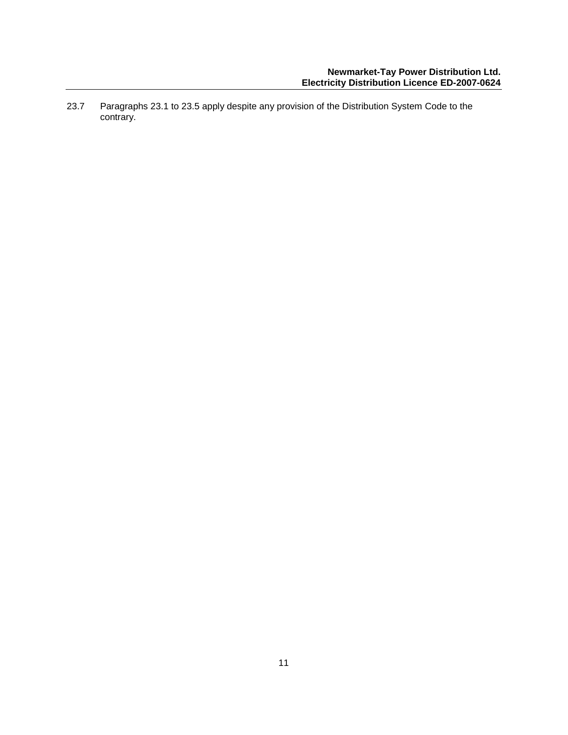23.7 Paragraphs 23.1 to 23.5 apply despite any provision of the Distribution System Code to the contrary.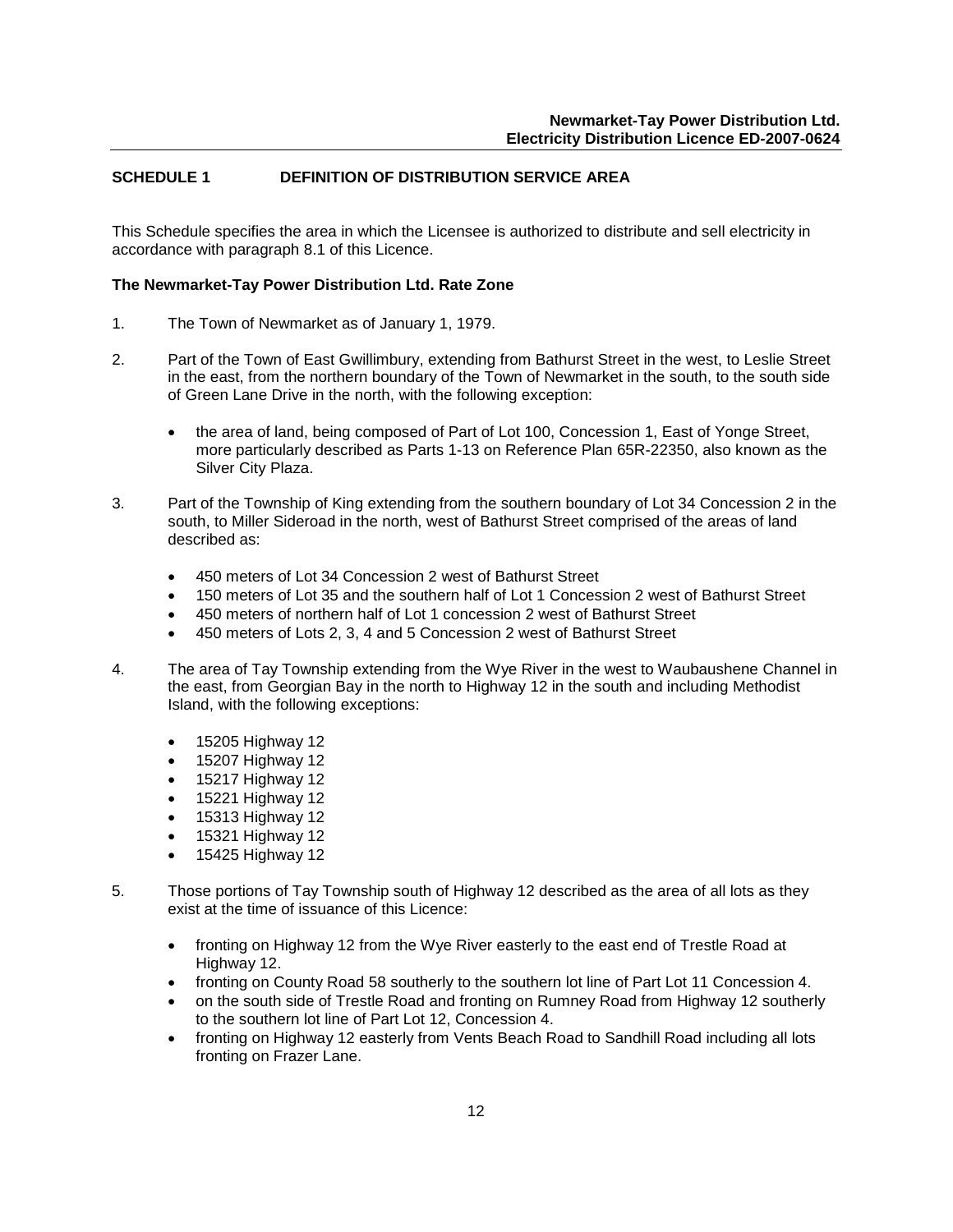## SCHEDULE 1 DEFINITION OF DISTRIBUTION SERVICE AREA

This Schedule specifies the area in which the Licensee is authorized to distribute and sell electricity in accordance with paragraph 8.1 of this Licence.

**The Newmarket-Tay Power Distribution Ltd. Rate Zone**

1. The Town of Newmarket as of January 1, 1979.

2. Part of the Town of East Gwillimbury, extending from Bathurst Street in the west, to Leslie Street in the east, from the northern boundary of the Town of Newmarket in the south, to the south side of Green Lane Drive in the north, with the following exception:

   - the area of land, being composed of Part of Lot 100, Concession 1, East of Yonge Street, more particularly described as Parts 1-13 on Reference Plan 65R-22350, also known as the Silver City Plaza.

3. Part of the Township of King extending from the southern boundary of Lot 34 Concession 2 in the south, to Miller Sideroad in the north, west of Bathurst Street comprised of the areas of land described as:

   - 450 meters of Lot 34 Concession 2 west of Bathurst Street
   - 150 meters of Lot 35 and the southern half of Lot 1 Concession 2 west of Bathurst Street
   - 450 meters of northern half of Lot 1 concession 2 west of Bathurst Street
   - 450 meters of Lots 2, 3, 4 and 5 Concession 2 west of Bathurst Street

4. The area of Tay Township extending from the Wye River in the west to Waubaushene Channel in the east, from Georgian Bay in the north to Highway 12 in the south and including Methodist Island, with the following exceptions:

   - 15205 Highway 12
   - 15207 Highway 12
   - 15217 Highway 12
   - 15221 Highway 12
   - 15313 Highway 12
   - 15321 Highway 12
   - 15425 Highway 12

5. Those portions of Tay Township south of Highway 12 described as the area of all lots as they exist at the time of issuance of this Licence:

   - fronting on Highway 12 from the Wye River easterly to the east end of Trestle Road at Highway 12.
   - fronting on County Road 58 southerly to the southern lot line of Part Lot 11 Concession 4.
   - on the south side of Trestle Road and fronting on Rumney Road from Highway 12 southerly to the southern lot line of Part Lot 12, Concession 4.
   - fronting on Highway 12 easterly from Vents Beach Road to Sandhill Road including all lots fronting on Frazer Lane.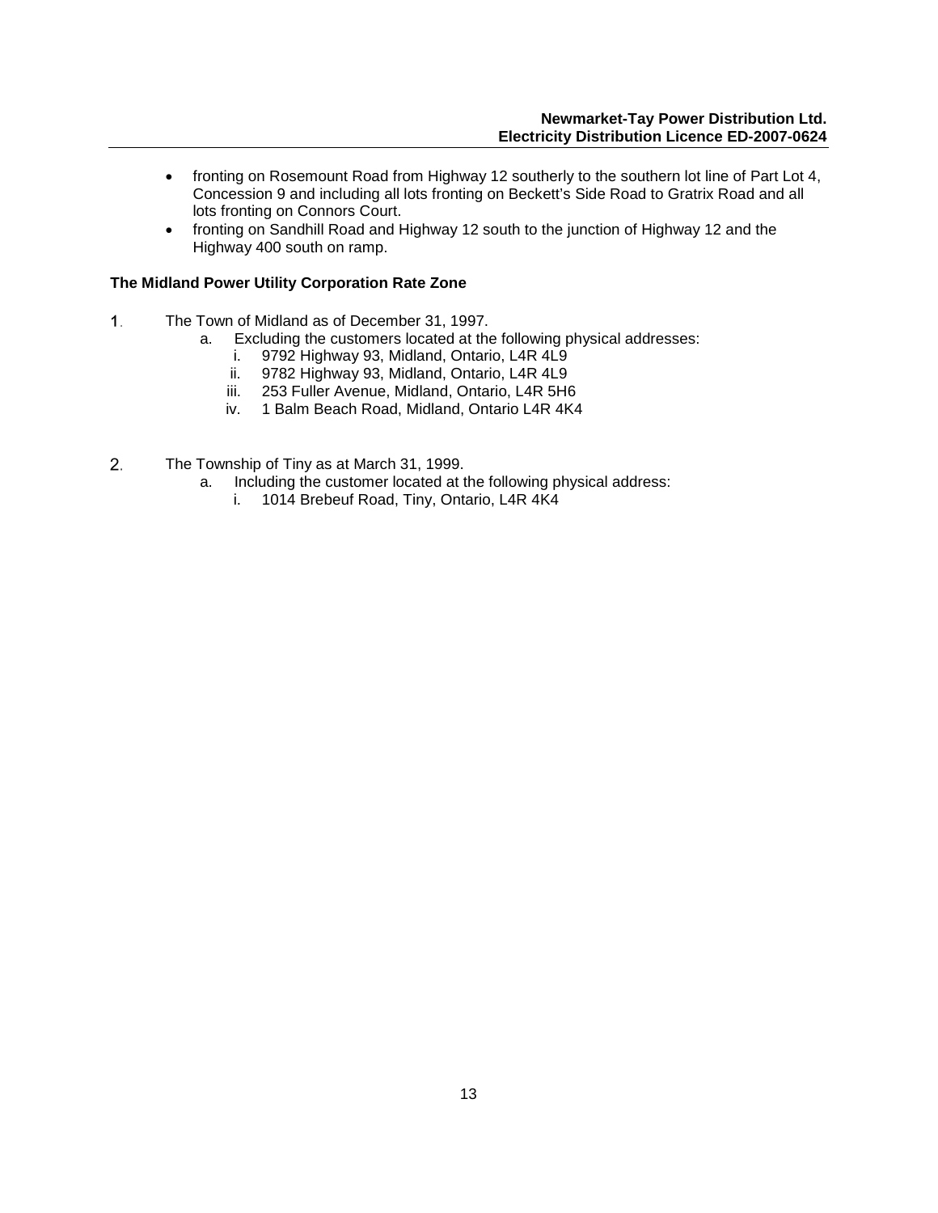- fronting on Rosemount Road from Highway 12 southerly to the southern lot line of Part Lot 4, Concession 9 and including all lots fronting on Beckett's Side Road to Gratrix Road and all lots fronting on Connors Court.
- fronting on Sandhill Road and Highway 12 south to the junction of Highway 12 and the Highway 400 south on ramp.

**The Midland Power Utility Corporation Rate Zone**

1. The Town of Midland as of December 31, 1997.
    a. Excluding the customers located at the following physical addresses:
        i. 9792 Highway 93, Midland, Ontario, L4R 4L9
        ii. 9782 Highway 93, Midland, Ontario, L4R 4L9
        iii. 253 Fuller Avenue, Midland, Ontario, L4R 5H6
        iv. 1 Balm Beach Road, Midland, Ontario L4R 4K4

2. The Township of Tiny as at March 31, 1999.
    a. Including the customer located at the following physical address:
        i. 1014 Brebeuf Road, Tiny, Ontario, L4R 4K4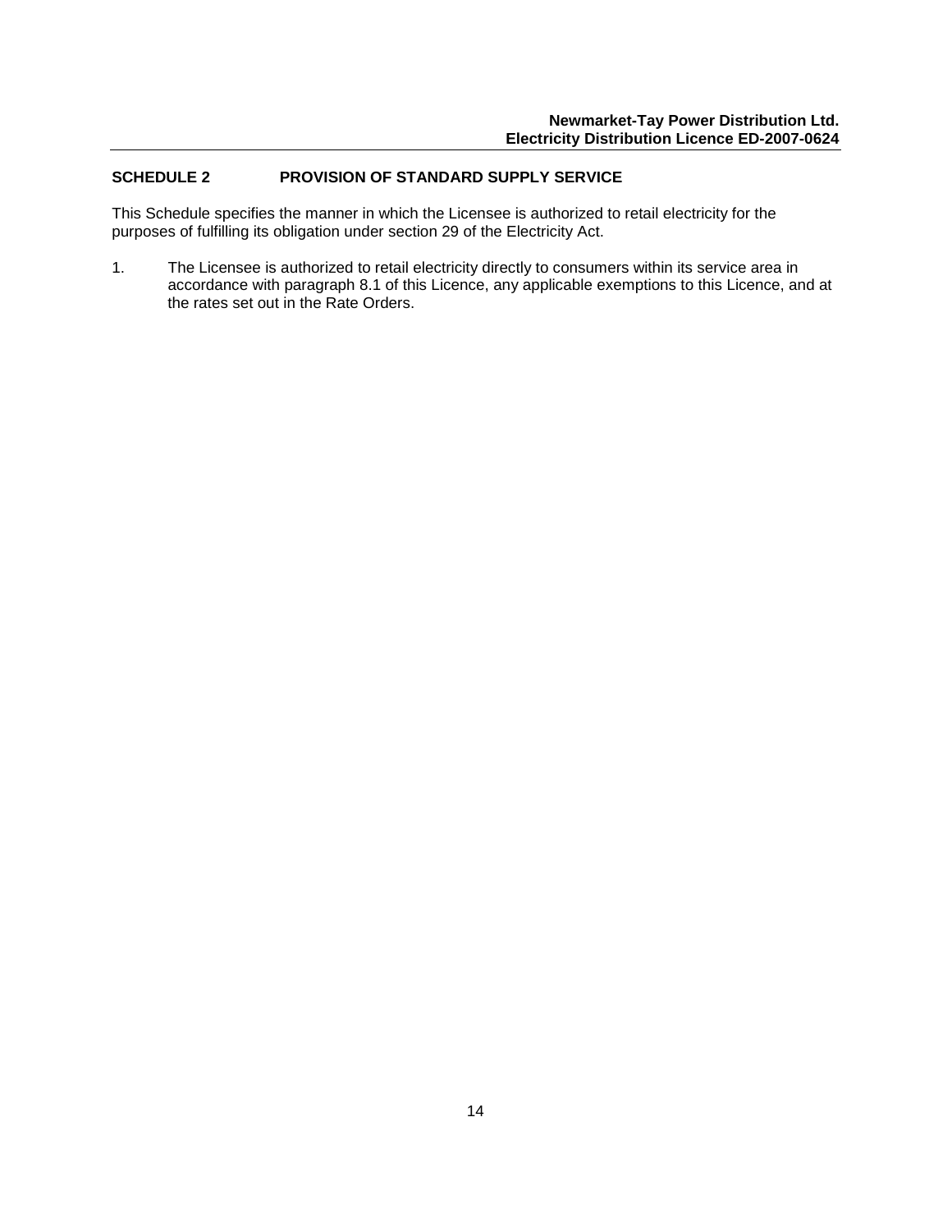## SCHEDULE 2 PROVISION OF STANDARD SUPPLY SERVICE

This Schedule specifies the manner in which the Licensee is authorized to retail electricity for the purposes of fulfilling its obligation under section 29 of the Electricity Act.

1. The Licensee is authorized to retail electricity directly to consumers within its service area in accordance with paragraph 8.1 of this Licence, any applicable exemptions to this Licence, and at the rates set out in the Rate Orders.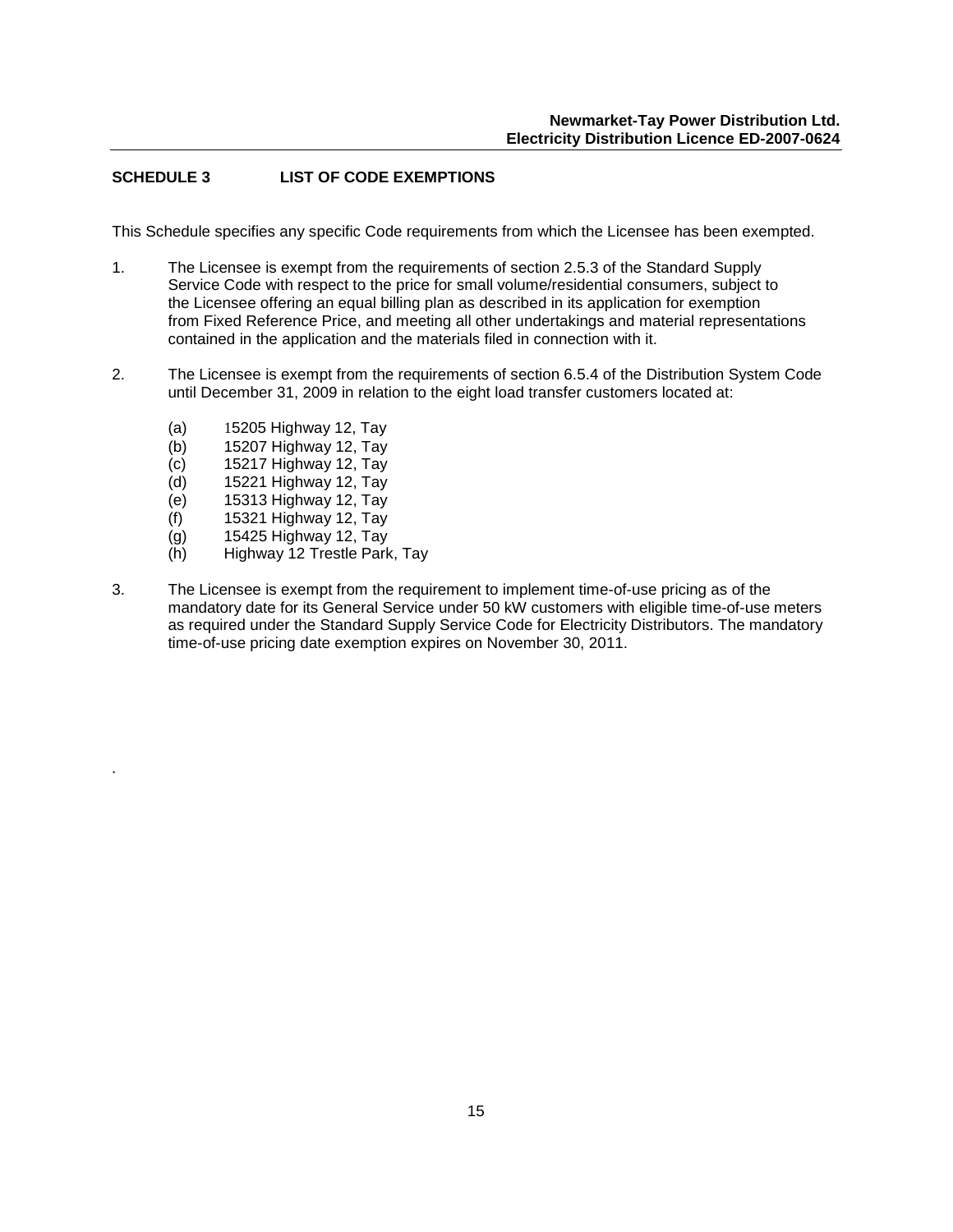## SCHEDULE 3 LIST OF CODE EXEMPTIONS

This Schedule specifies any specific Code requirements from which the Licensee has been exempted.

1. The Licensee is exempt from the requirements of section 2.5.3 of the Standard Supply Service Code with respect to the price for small volume/residential consumers, subject to the Licensee offering an equal billing plan as described in its application for exemption from Fixed Reference Price, and meeting all other undertakings and material representations contained in the application and the materials filed in connection with it.

2. The Licensee is exempt from the requirements of section 6.5.4 of the Distribution System Code until December 31, 2009 in relation to the eight load transfer customers located at:

   (a) 15205 Highway 12, Tay
   (b) 15207 Highway 12, Tay
   (c) 15217 Highway 12, Tay
   (d) 15221 Highway 12, Tay
   (e) 15313 Highway 12, Tay
   (f) 15321 Highway 12, Tay
   (g) 15425 Highway 12, Tay
   (h) Highway 12 Trestle Park, Tay

3. The Licensee is exempt from the requirement to implement time-of-use pricing as of the mandatory date for its General Service under 50 kW customers with eligible time-of-use meters as required under the Standard Supply Service Code for Electricity Distributors. The mandatory time-of-use pricing date exemption expires on November 30, 2011.

.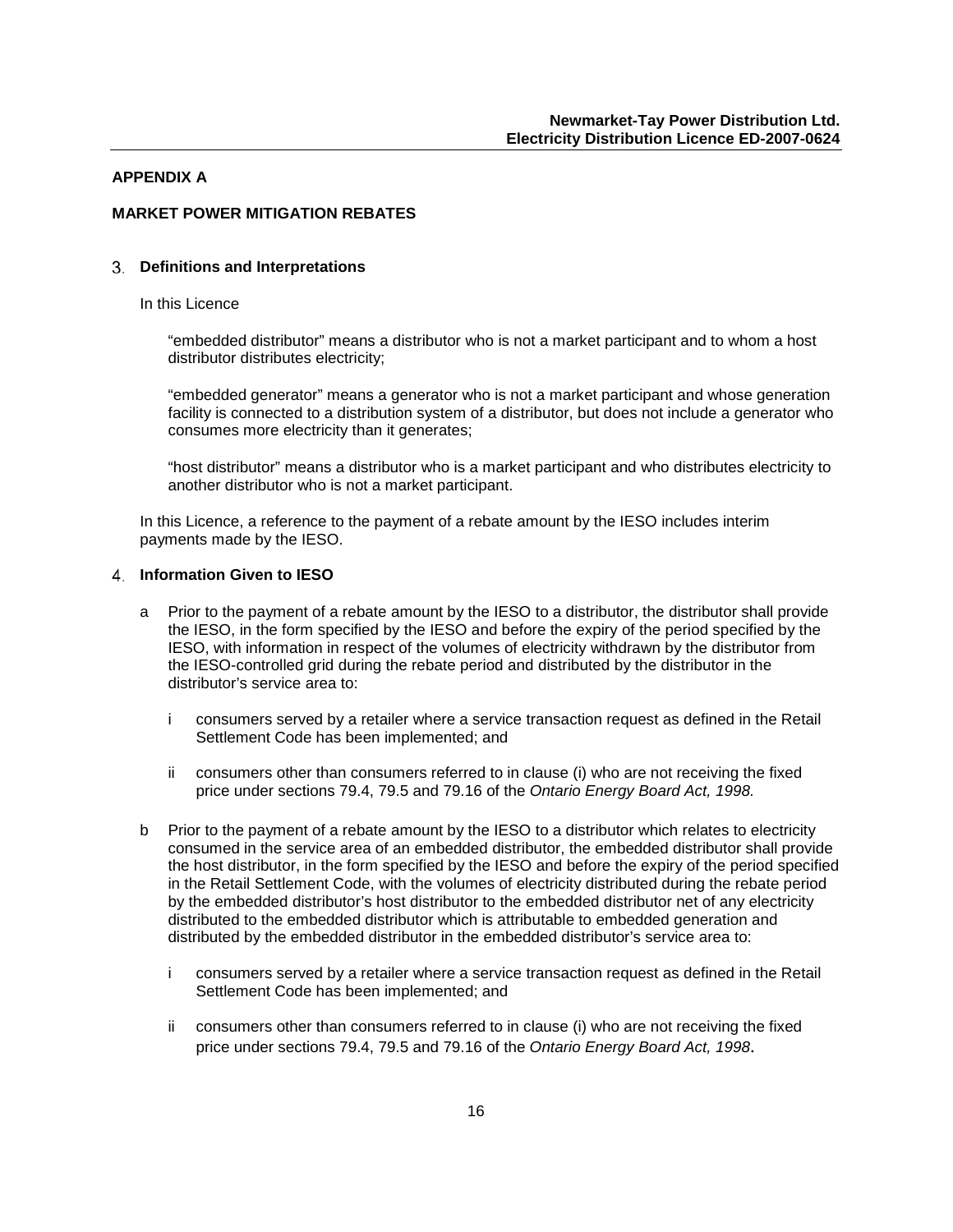## APPENDIX A

## MARKET POWER MITIGATION REBATES

### 3. Definitions and Interpretations

In this Licence

"embedded distributor" means a distributor who is not a market participant and to whom a host distributor distributes electricity;

"embedded generator" means a generator who is not a market participant and whose generation facility is connected to a distribution system of a distributor, but does not include a generator who consumes more electricity than it generates;

"host distributor" means a distributor who is a market participant and who distributes electricity to another distributor who is not a market participant.

In this Licence, a reference to the payment of a rebate amount by the IESO includes interim payments made by the IESO.

### 4. Information Given to IESO

a Prior to the payment of a rebate amount by the IESO to a distributor, the distributor shall provide the IESO, in the form specified by the IESO and before the expiry of the period specified by the IESO, with information in respect of the volumes of electricity withdrawn by the distributor from the IESO-controlled grid during the rebate period and distributed by the distributor in the distributor's service area to:

  i consumers served by a retailer where a service transaction request as defined in the Retail Settlement Code has been implemented; and

  ii consumers other than consumers referred to in clause (i) who are not receiving the fixed price under sections 79.4, 79.5 and 79.16 of the *Ontario Energy Board Act, 1998.*

b Prior to the payment of a rebate amount by the IESO to a distributor which relates to electricity consumed in the service area of an embedded distributor, the embedded distributor shall provide the host distributor, in the form specified by the IESO and before the expiry of the period specified in the Retail Settlement Code, with the volumes of electricity distributed during the rebate period by the embedded distributor's host distributor to the embedded distributor net of any electricity distributed to the embedded distributor which is attributable to embedded generation and distributed by the embedded distributor in the embedded distributor's service area to:

  i consumers served by a retailer where a service transaction request as defined in the Retail Settlement Code has been implemented; and

  ii consumers other than consumers referred to in clause (i) who are not receiving the fixed price under sections 79.4, 79.5 and 79.16 of the *Ontario Energy Board Act, 1998*.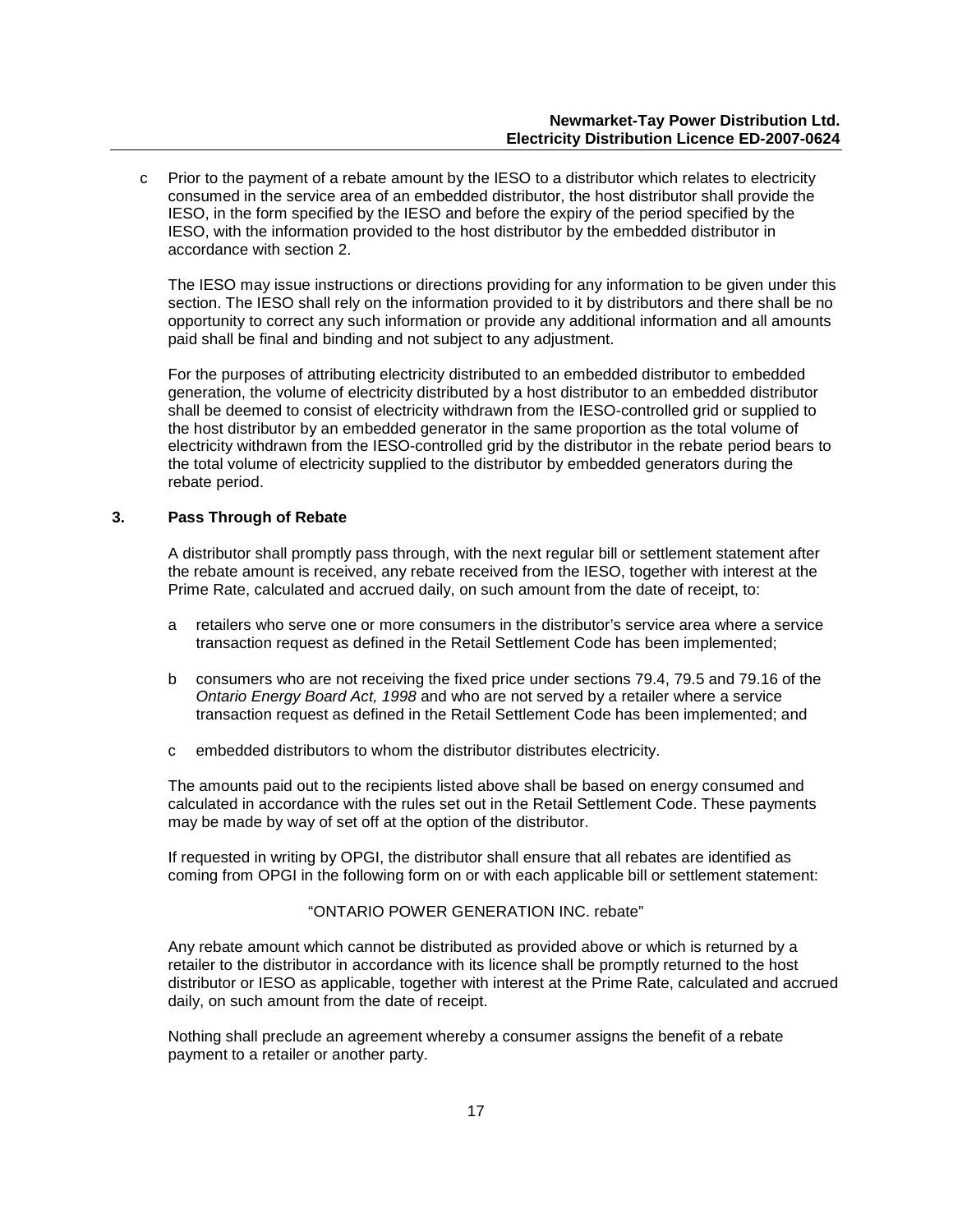c Prior to the payment of a rebate amount by the IESO to a distributor which relates to electricity consumed in the service area of an embedded distributor, the host distributor shall provide the IESO, in the form specified by the IESO and before the expiry of the period specified by the IESO, with the information provided to the host distributor by the embedded distributor in accordance with section 2.

The IESO may issue instructions or directions providing for any information to be given under this section. The IESO shall rely on the information provided to it by distributors and there shall be no opportunity to correct any such information or provide any additional information and all amounts paid shall be final and binding and not subject to any adjustment.

For the purposes of attributing electricity distributed to an embedded distributor to embedded generation, the volume of electricity distributed by a host distributor to an embedded distributor shall be deemed to consist of electricity withdrawn from the IESO-controlled grid or supplied to the host distributor by an embedded generator in the same proportion as the total volume of electricity withdrawn from the IESO-controlled grid by the distributor in the rebate period bears to the total volume of electricity supplied to the distributor by embedded generators during the rebate period.

## 3. Pass Through of Rebate

A distributor shall promptly pass through, with the next regular bill or settlement statement after the rebate amount is received, any rebate received from the IESO, together with interest at the Prime Rate, calculated and accrued daily, on such amount from the date of receipt, to:

a retailers who serve one or more consumers in the distributor's service area where a service transaction request as defined in the Retail Settlement Code has been implemented;

b consumers who are not receiving the fixed price under sections 79.4, 79.5 and 79.16 of the *Ontario Energy Board Act, 1998* and who are not served by a retailer where a service transaction request as defined in the Retail Settlement Code has been implemented; and

c embedded distributors to whom the distributor distributes electricity.

The amounts paid out to the recipients listed above shall be based on energy consumed and calculated in accordance with the rules set out in the Retail Settlement Code. These payments may be made by way of set off at the option of the distributor.

If requested in writing by OPGI, the distributor shall ensure that all rebates are identified as coming from OPGI in the following form on or with each applicable bill or settlement statement:

"ONTARIO POWER GENERATION INC. rebate"

Any rebate amount which cannot be distributed as provided above or which is returned by a retailer to the distributor in accordance with its licence shall be promptly returned to the host distributor or IESO as applicable, together with interest at the Prime Rate, calculated and accrued daily, on such amount from the date of receipt.

Nothing shall preclude an agreement whereby a consumer assigns the benefit of a rebate payment to a retailer or another party.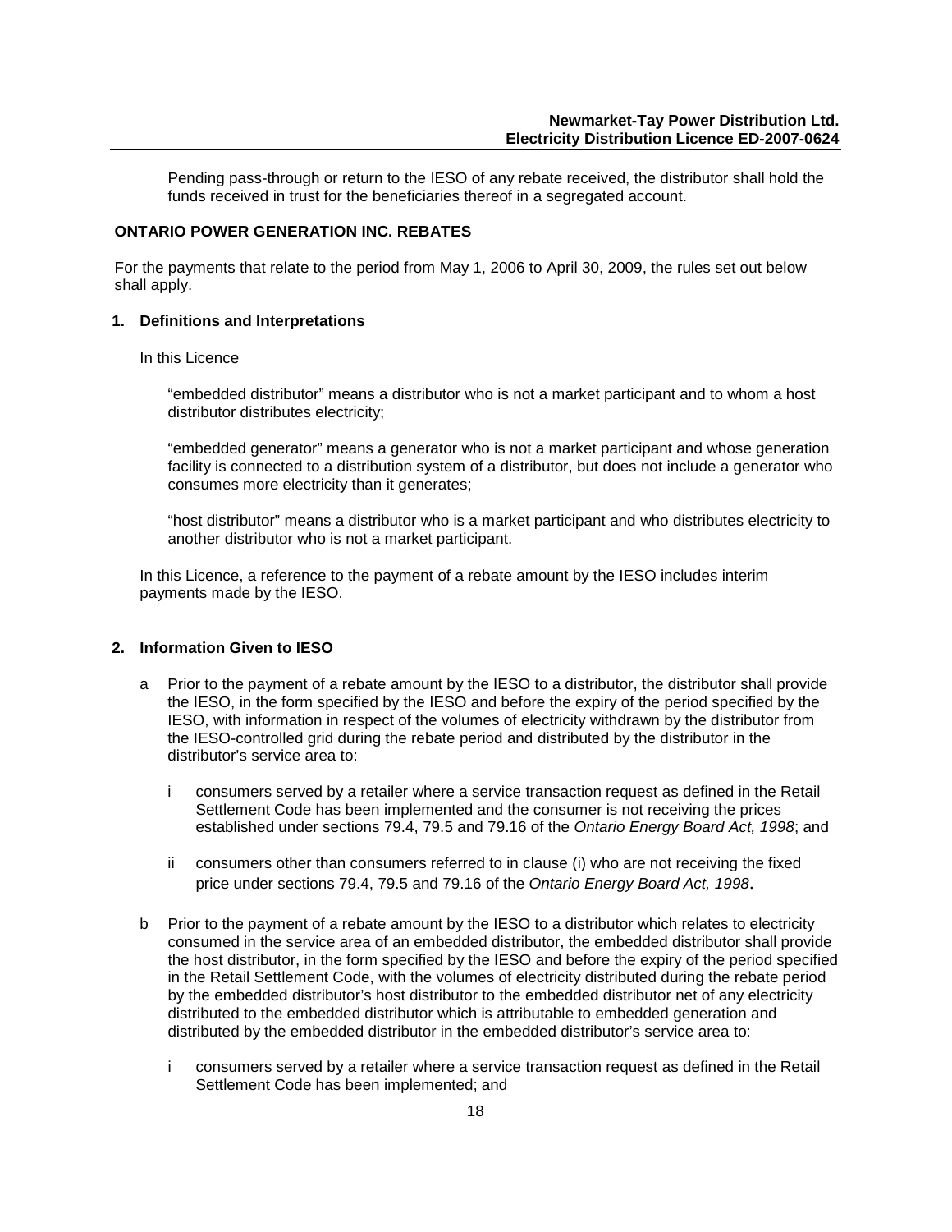Pending pass-through or return to the IESO of any rebate received, the distributor shall hold the funds received in trust for the beneficiaries thereof in a segregated account.

## ONTARIO POWER GENERATION INC. REBATES

For the payments that relate to the period from May 1, 2006 to April 30, 2009, the rules set out below shall apply.

### 1. Definitions and Interpretations

In this Licence

"embedded distributor" means a distributor who is not a market participant and to whom a host distributor distributes electricity;

"embedded generator" means a generator who is not a market participant and whose generation facility is connected to a distribution system of a distributor, but does not include a generator who consumes more electricity than it generates;

"host distributor" means a distributor who is a market participant and who distributes electricity to another distributor who is not a market participant.

In this Licence, a reference to the payment of a rebate amount by the IESO includes interim payments made by the IESO.

### 2. Information Given to IESO

a Prior to the payment of a rebate amount by the IESO to a distributor, the distributor shall provide the IESO, in the form specified by the IESO and before the expiry of the period specified by the IESO, with information in respect of the volumes of electricity withdrawn by the distributor from the IESO-controlled grid during the rebate period and distributed by the distributor in the distributor's service area to:

   i consumers served by a retailer where a service transaction request as defined in the Retail Settlement Code has been implemented and the consumer is not receiving the prices established under sections 79.4, 79.5 and 79.16 of the *Ontario Energy Board Act, 1998*; and

   ii consumers other than consumers referred to in clause (i) who are not receiving the fixed price under sections 79.4, 79.5 and 79.16 of the *Ontario Energy Board Act, 1998*.

b Prior to the payment of a rebate amount by the IESO to a distributor which relates to electricity consumed in the service area of an embedded distributor, the embedded distributor shall provide the host distributor, in the form specified by the IESO and before the expiry of the period specified in the Retail Settlement Code, with the volumes of electricity distributed during the rebate period by the embedded distributor's host distributor to the embedded distributor net of any electricity distributed to the embedded distributor which is attributable to embedded generation and distributed by the embedded distributor in the embedded distributor's service area to:

   i consumers served by a retailer where a service transaction request as defined in the Retail Settlement Code has been implemented; and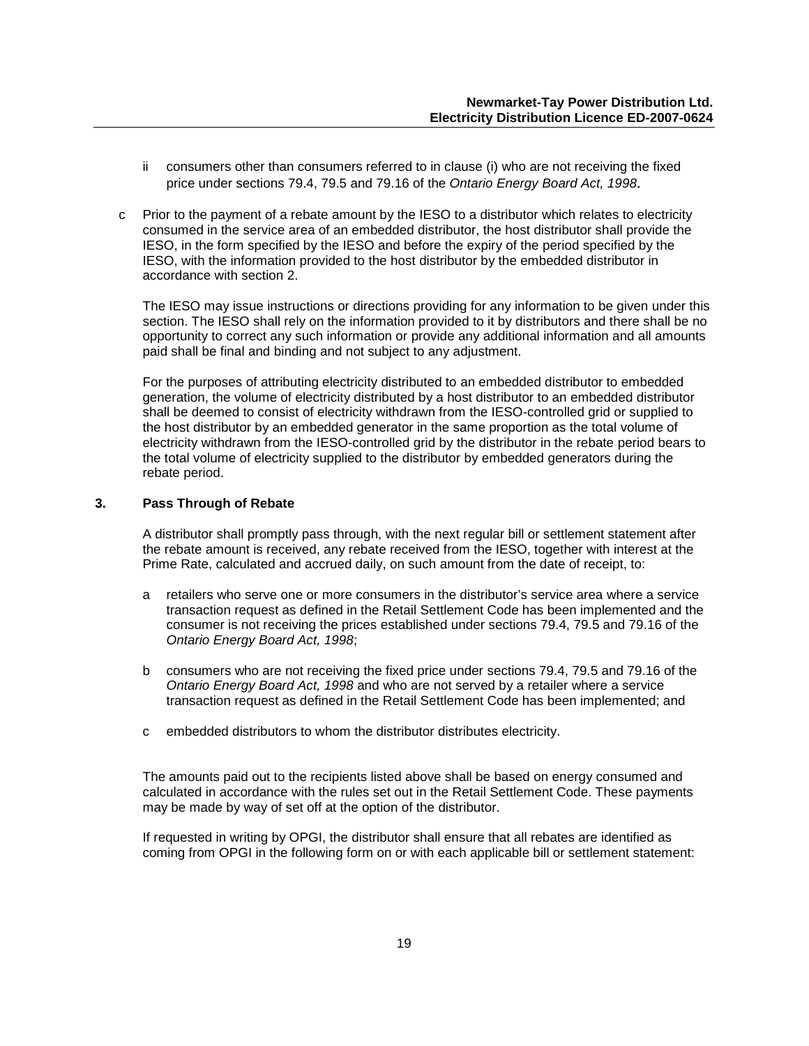ii consumers other than consumers referred to in clause (i) who are not receiving the fixed price under sections 79.4, 79.5 and 79.16 of the *Ontario Energy Board Act, 1998*.

c Prior to the payment of a rebate amount by the IESO to a distributor which relates to electricity consumed in the service area of an embedded distributor, the host distributor shall provide the IESO, in the form specified by the IESO and before the expiry of the period specified by the IESO, with the information provided to the host distributor by the embedded distributor in accordance with section 2.

The IESO may issue instructions or directions providing for any information to be given under this section. The IESO shall rely on the information provided to it by distributors and there shall be no opportunity to correct any such information or provide any additional information and all amounts paid shall be final and binding and not subject to any adjustment.

For the purposes of attributing electricity distributed to an embedded distributor to embedded generation, the volume of electricity distributed by a host distributor to an embedded distributor shall be deemed to consist of electricity withdrawn from the IESO-controlled grid or supplied to the host distributor by an embedded generator in the same proportion as the total volume of electricity withdrawn from the IESO-controlled grid by the distributor in the rebate period bears to the total volume of electricity supplied to the distributor by embedded generators during the rebate period.

### 3. Pass Through of Rebate

A distributor shall promptly pass through, with the next regular bill or settlement statement after the rebate amount is received, any rebate received from the IESO, together with interest at the Prime Rate, calculated and accrued daily, on such amount from the date of receipt, to:

a retailers who serve one or more consumers in the distributor's service area where a service transaction request as defined in the Retail Settlement Code has been implemented and the consumer is not receiving the prices established under sections 79.4, 79.5 and 79.16 of the *Ontario Energy Board Act, 1998*;

b consumers who are not receiving the fixed price under sections 79.4, 79.5 and 79.16 of the *Ontario Energy Board Act, 1998* and who are not served by a retailer where a service transaction request as defined in the Retail Settlement Code has been implemented; and

c embedded distributors to whom the distributor distributes electricity.

The amounts paid out to the recipients listed above shall be based on energy consumed and calculated in accordance with the rules set out in the Retail Settlement Code. These payments may be made by way of set off at the option of the distributor.

If requested in writing by OPGI, the distributor shall ensure that all rebates are identified as coming from OPGI in the following form on or with each applicable bill or settlement statement: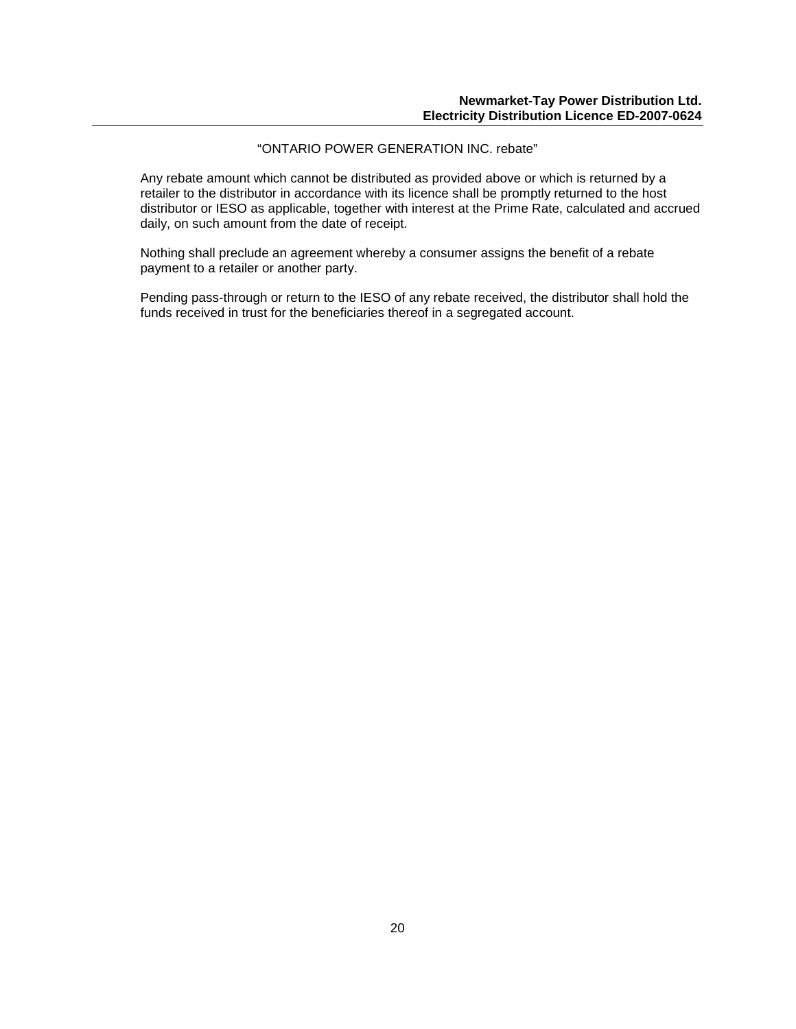"ONTARIO POWER GENERATION INC. rebate"

Any rebate amount which cannot be distributed as provided above or which is returned by a retailer to the distributor in accordance with its licence shall be promptly returned to the host distributor or IESO as applicable, together with interest at the Prime Rate, calculated and accrued daily, on such amount from the date of receipt.

Nothing shall preclude an agreement whereby a consumer assigns the benefit of a rebate payment to a retailer or another party.

Pending pass-through or return to the IESO of any rebate received, the distributor shall hold the funds received in trust for the beneficiaries thereof in a segregated account.